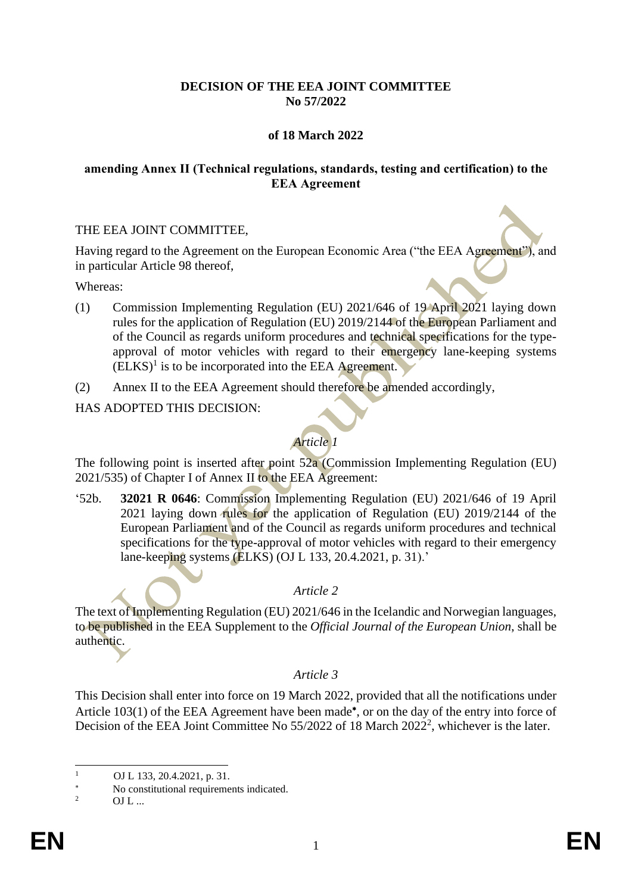**DECISION OF THE EEA JOINT COMMITTEE**
**No 57/2022**

**of 18 March 2022**

**amending Annex II (Technical regulations, standards, testing and certification) to the EEA Agreement**

THE EEA JOINT COMMITTEE,

Having regard to the Agreement on the European Economic Area ("the EEA Agreement"), and in particular Article 98 thereof,

Whereas:

(1) Commission Implementing Regulation (EU) 2021/646 of 19 April 2021 laying down rules for the application of Regulation (EU) 2019/2144 of the European Parliament and of the Council as regards uniform procedures and technical specifications for the type-approval of motor vehicles with regard to their emergency lane-keeping systems (ELKS)[1] is to be incorporated into the EEA Agreement.

(2) Annex II to the EEA Agreement should therefore be amended accordingly,

HAS ADOPTED THIS DECISION:

*Article 1*

The following point is inserted after point 52a (Commission Implementing Regulation (EU) 2021/535) of Chapter I of Annex II to the EEA Agreement:

'52b. **32021 R 0646**: Commission Implementing Regulation (EU) 2021/646 of 19 April 2021 laying down rules for the application of Regulation (EU) 2019/2144 of the European Parliament and of the Council as regards uniform procedures and technical specifications for the type-approval of motor vehicles with regard to their emergency lane-keeping systems (ELKS) (OJ L 133, 20.4.2021, p. 31).'

*Article 2*

The text of Implementing Regulation (EU) 2021/646 in the Icelandic and Norwegian languages, to be published in the EEA Supplement to the *Official Journal of the European Union*, shall be authentic.

*Article 3*

This Decision shall enter into force on 19 March 2022, provided that all the notifications under Article 103(1) of the EEA Agreement have been made[*], or on the day of the entry into force of Decision of the EEA Joint Committee No 55/2022 of 18 March 2022[2], whichever is the later.

---

[1] OJ L 133, 20.4.2021, p. 31.

[*] No constitutional requirements indicated.

[2] OJ L ...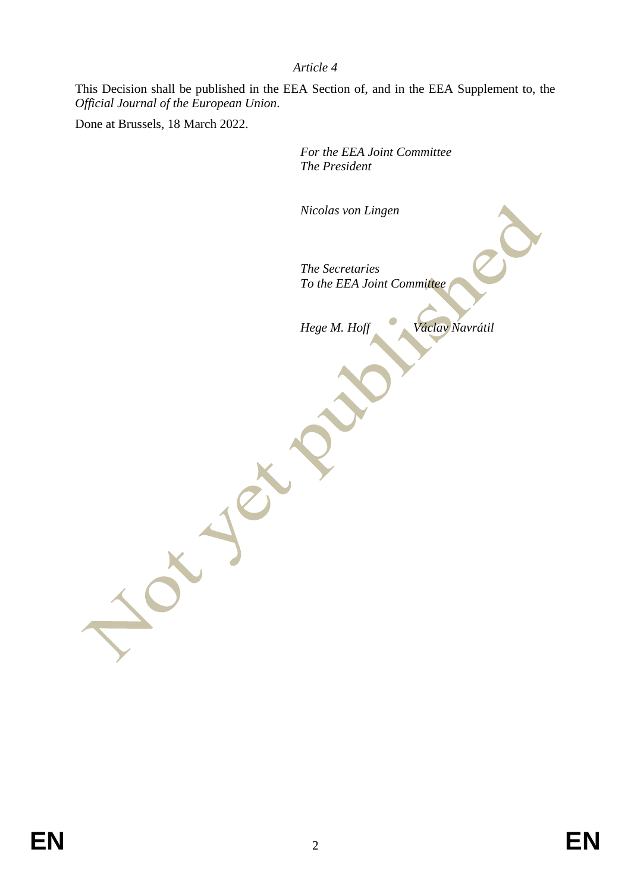*Article 4*

This Decision shall be published in the EEA Section of, and in the EEA Supplement to, the *Official Journal of the European Union*.

Done at Brussels, 18 March 2022.

*For the EEA Joint Committee*
*The President*

*Nicolas von Lingen*

*The Secretaries*
*To the EEA Joint Committee*

*Hege M. Hoff* *Václav Navrátil*

Not yet published